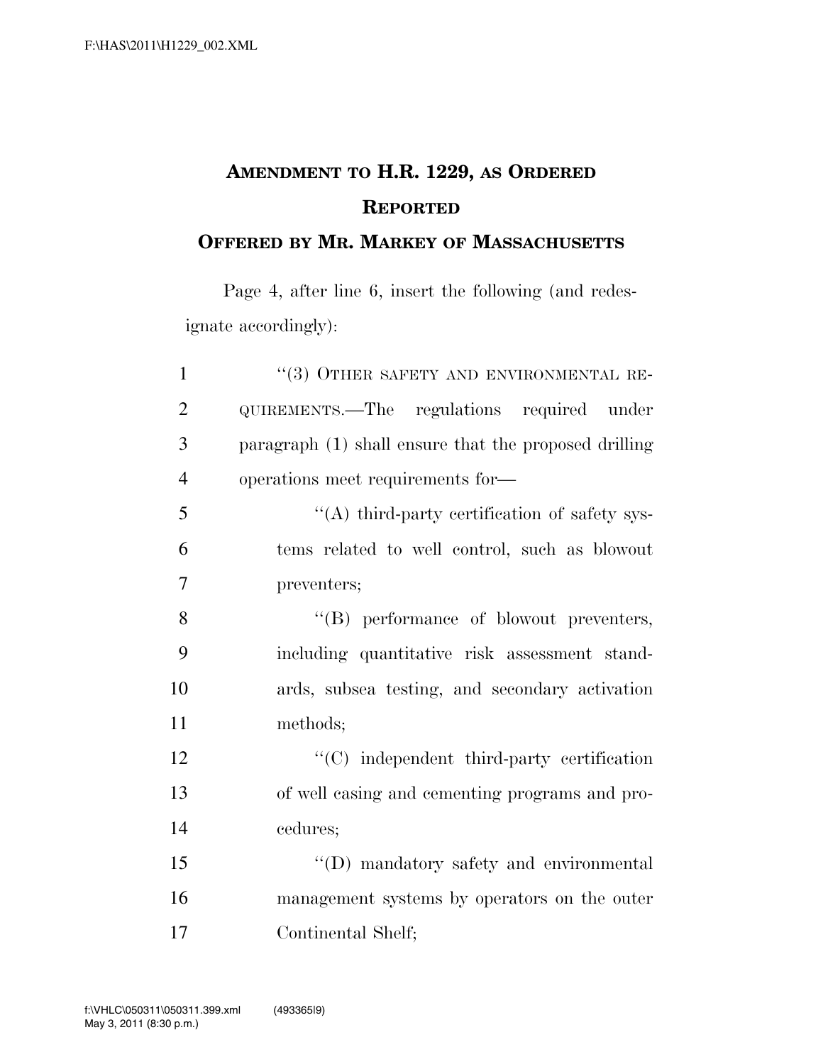# AMENDMENT TO H.R. 1229, AS ORDERED REPORTED

## OFFERED BY MR. MARKEY OF MASSACHUSETTS

Page 4, after line 6, insert the following (and redesignate accordingly):

"(3) OTHER SAFETY AND ENVIRONMENTAL REQUIREMENTS.—The regulations required under paragraph (1) shall ensure that the proposed drilling operations meet requirements for—

"(A) third-party certification of safety systems related to well control, such as blowout preventers;

"(B) performance of blowout preventers, including quantitative risk assessment standards, subsea testing, and secondary activation methods;

"(C) independent third-party certification of well casing and cementing programs and procedures;

"(D) mandatory safety and environmental management systems by operators on the outer Continental Shelf;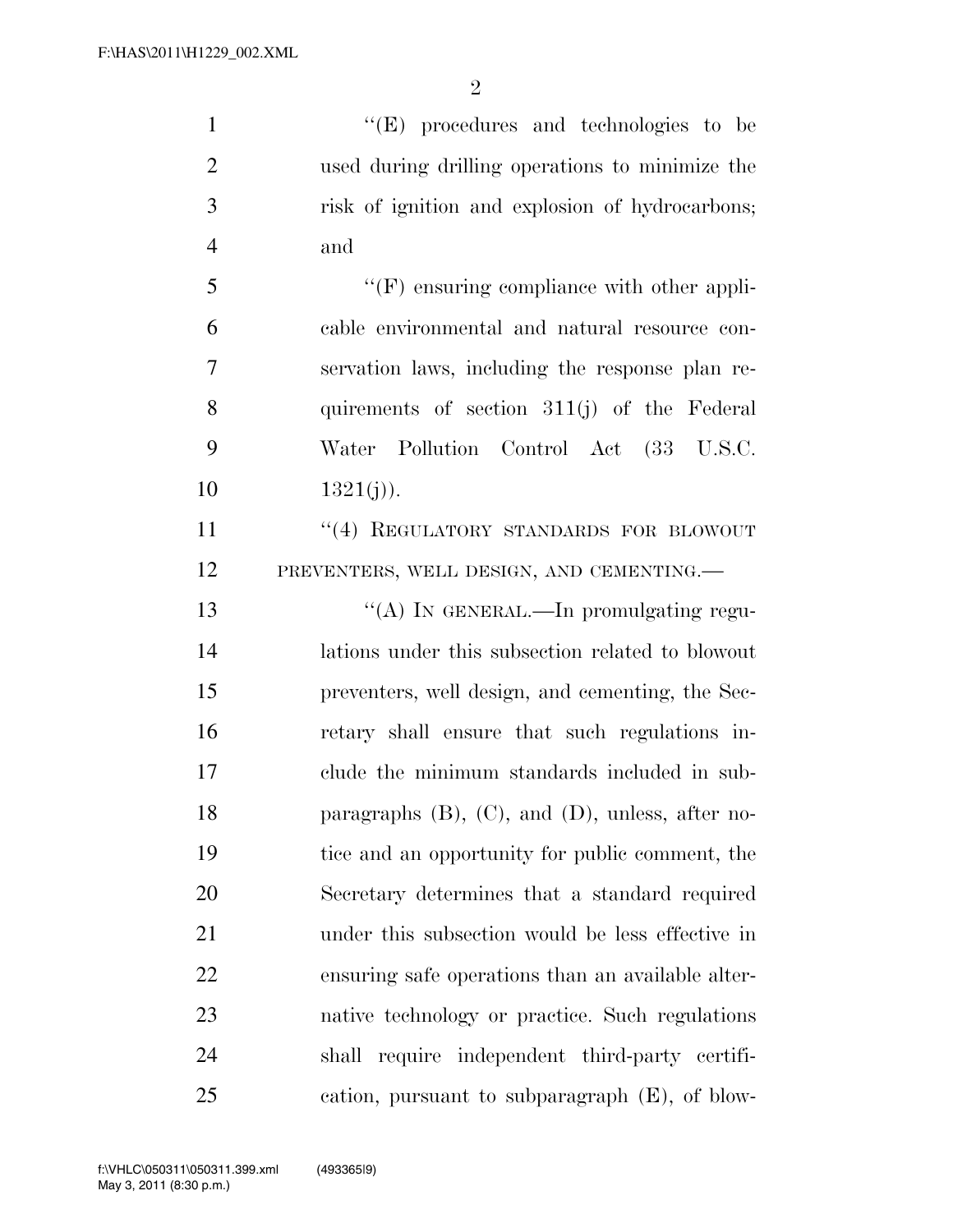"(E) procedures and technologies to be used during drilling operations to minimize the risk of ignition and explosion of hydrocarbons; and

"(F) ensuring compliance with other applicable environmental and natural resource conservation laws, including the response plan requirements of section 311(j) of the Federal Water Pollution Control Act (33 U.S.C. 1321(j)).

"(4) REGULATORY STANDARDS FOR BLOWOUT PREVENTERS, WELL DESIGN, AND CEMENTING.—

"(A) IN GENERAL.—In promulgating regulations under this subsection related to blowout preventers, well design, and cementing, the Secretary shall ensure that such regulations include the minimum standards included in subparagraphs (B), (C), and (D), unless, after notice and an opportunity for public comment, the Secretary determines that a standard required under this subsection would be less effective in ensuring safe operations than an available alternative technology or practice. Such regulations shall require independent third-party certification, pursuant to subparagraph (E), of blow-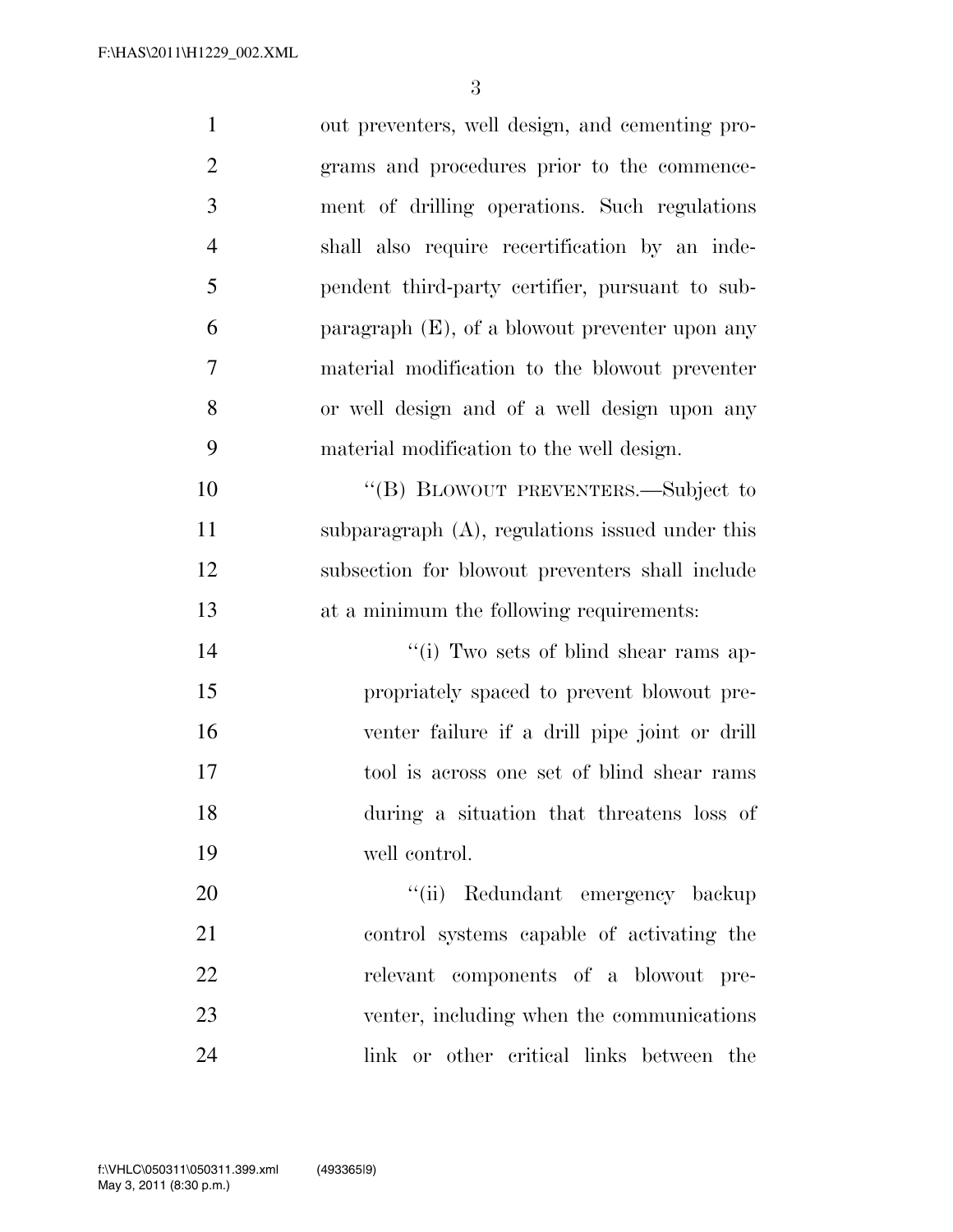out preventers, well design, and cementing programs and procedures prior to the commencement of drilling operations. Such regulations shall also require recertification by an independent third-party certifier, pursuant to subparagraph (E), of a blowout preventer upon any material modification to the blowout preventer or well design and of a well design upon any material modification to the well design.

"(B) BLOWOUT PREVENTERS.—Subject to subparagraph (A), regulations issued under this subsection for blowout preventers shall include at a minimum the following requirements:

"(i) Two sets of blind shear rams appropriately spaced to prevent blowout preventer failure if a drill pipe joint or drill tool is across one set of blind shear rams during a situation that threatens loss of well control.

"(ii) Redundant emergency backup control systems capable of activating the relevant components of a blowout preventer, including when the communications link or other critical links between the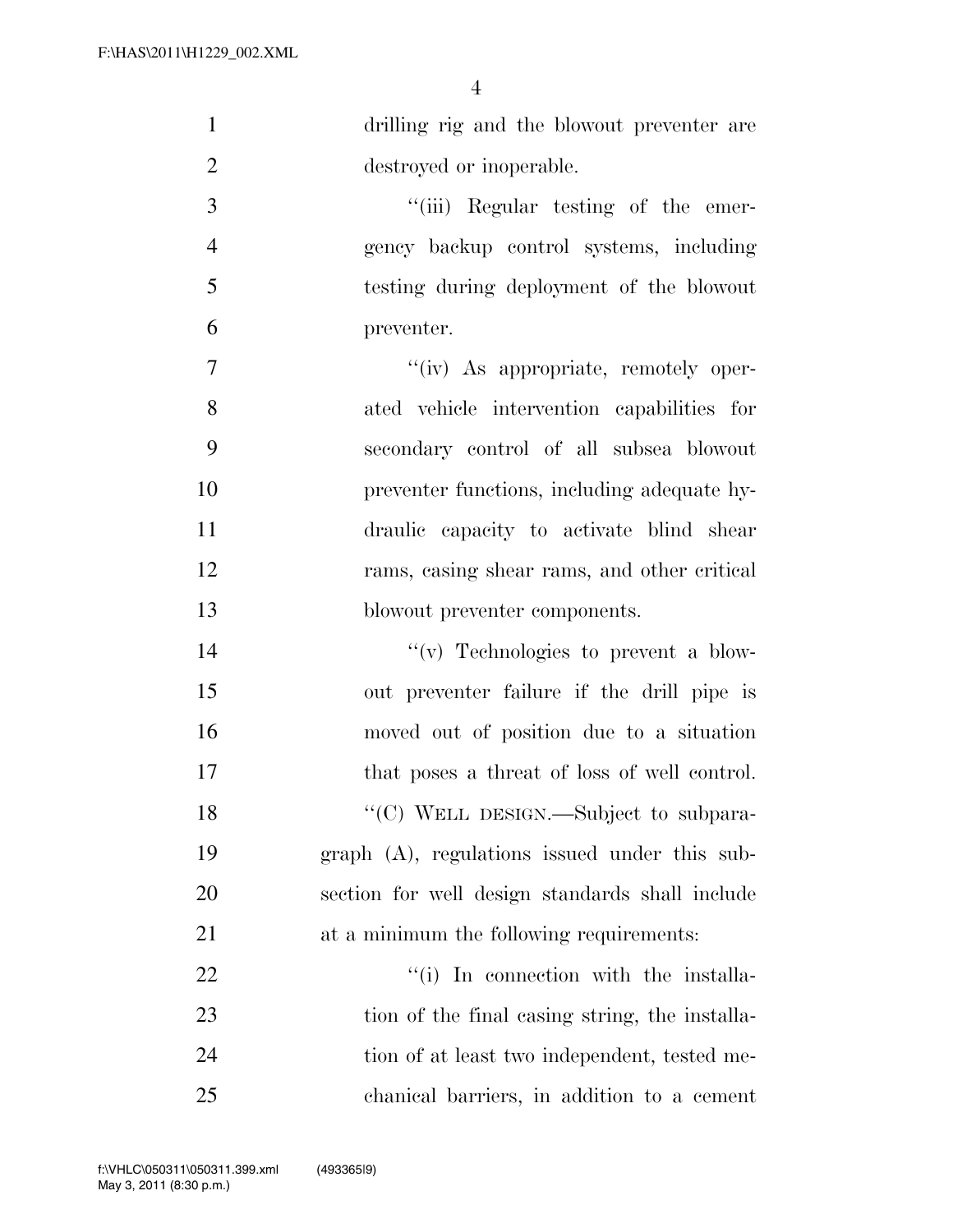drilling rig and the blowout preventer are destroyed or inoperable.

"(iii) Regular testing of the emergency backup control systems, including testing during deployment of the blowout preventer.

"(iv) As appropriate, remotely operated vehicle intervention capabilities for secondary control of all subsea blowout preventer functions, including adequate hydraulic capacity to activate blind shear rams, casing shear rams, and other critical blowout preventer components.

"(v) Technologies to prevent a blowout preventer failure if the drill pipe is moved out of position due to a situation that poses a threat of loss of well control.

"(C) WELL DESIGN.—Subject to subparagraph (A), regulations issued under this subsection for well design standards shall include at a minimum the following requirements:

"(i) In connection with the installation of the final casing string, the installation of at least two independent, tested mechanical barriers, in addition to a cement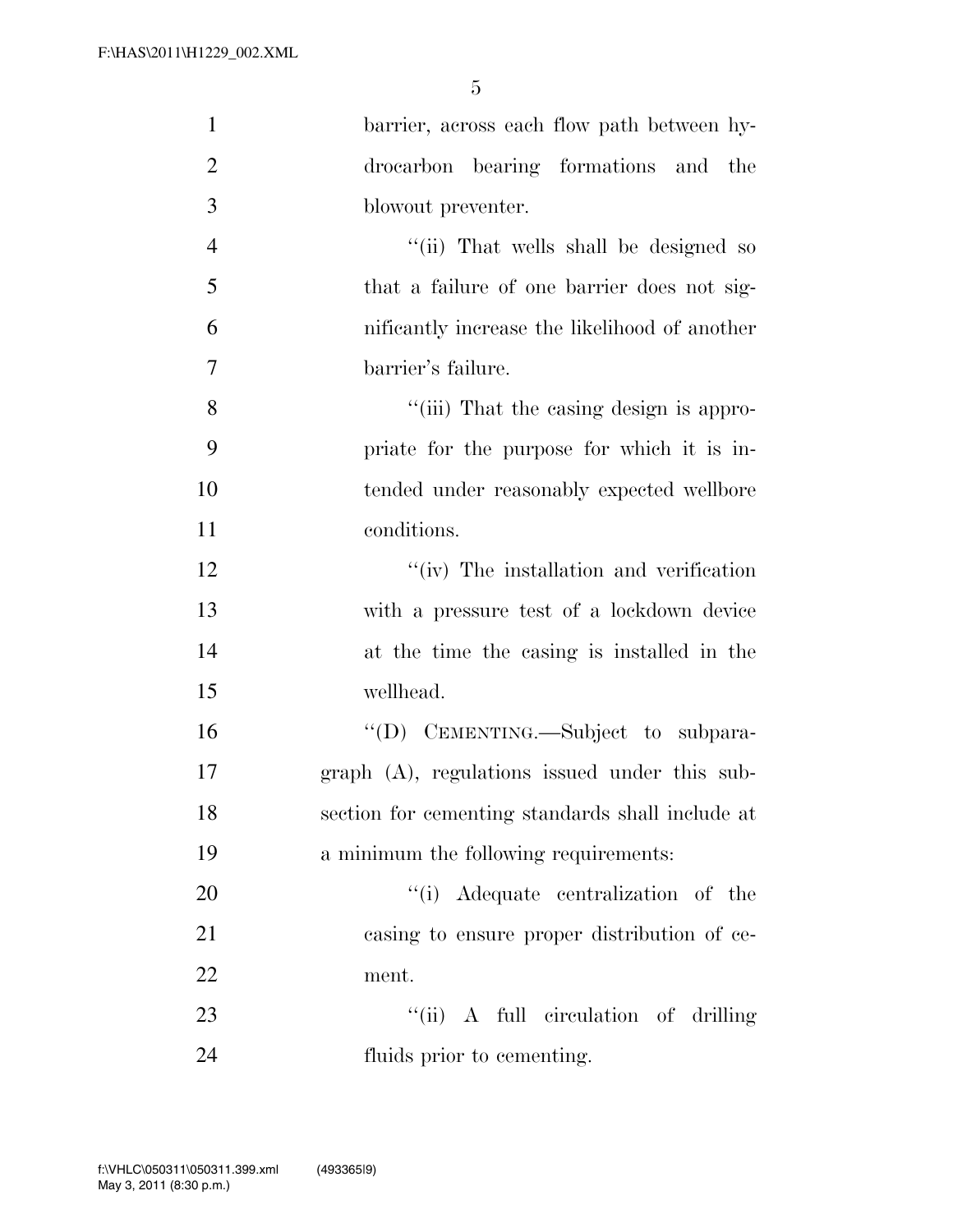barrier, across each flow path between hydrocarbon bearing formations and the blowout preventer.

''(ii) That wells shall be designed so that a failure of one barrier does not significantly increase the likelihood of another barrier's failure.

''(iii) That the casing design is appropriate for the purpose for which it is intended under reasonably expected wellbore conditions.

''(iv) The installation and verification with a pressure test of a lockdown device at the time the casing is installed in the wellhead.

''(D) CEMENTING.—Subject to subparagraph (A), regulations issued under this subsection for cementing standards shall include at a minimum the following requirements:

''(i) Adequate centralization of the casing to ensure proper distribution of cement.

''(ii) A full circulation of drilling fluids prior to cementing.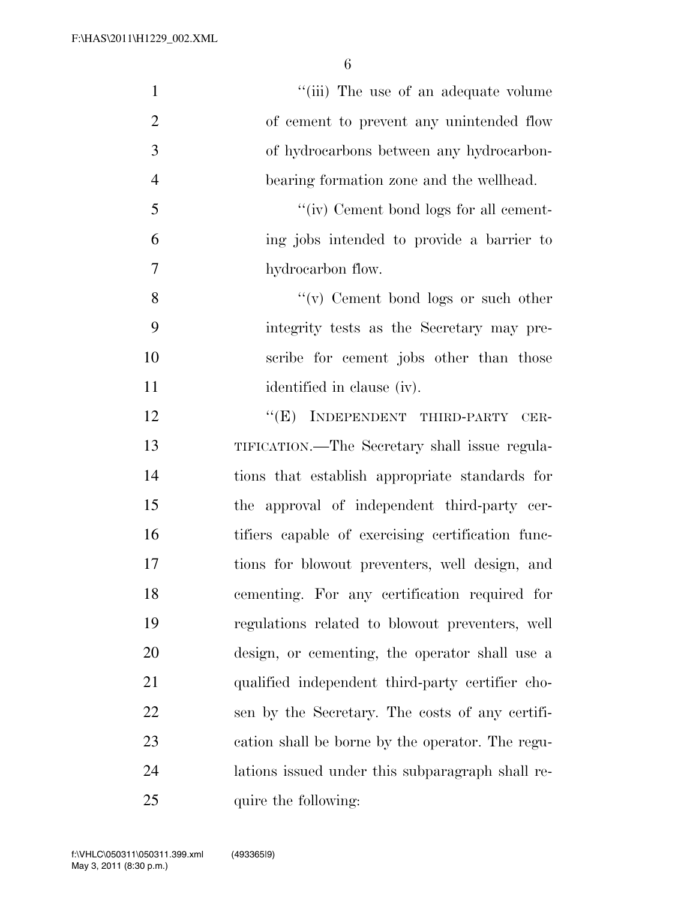"(iii) The use of an adequate volume of cement to prevent any unintended flow of hydrocarbons between any hydrocarbon-bearing formation zone and the wellhead.

"(iv) Cement bond logs for all cementing jobs intended to provide a barrier to hydrocarbon flow.

"(v) Cement bond logs or such other integrity tests as the Secretary may prescribe for cement jobs other than those identified in clause (iv).

"(E) INDEPENDENT THIRD-PARTY CERTIFICATION.—The Secretary shall issue regulations that establish appropriate standards for the approval of independent third-party certifiers capable of exercising certification functions for blowout preventers, well design, and cementing. For any certification required for regulations related to blowout preventers, well design, or cementing, the operator shall use a qualified independent third-party certifier chosen by the Secretary. The costs of any certification shall be borne by the operator. The regulations issued under this subparagraph shall require the following: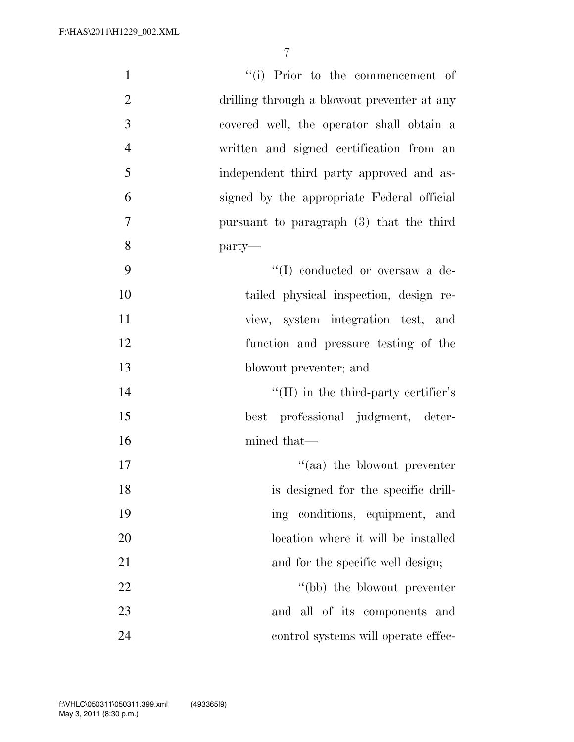"(i) Prior to the commencement of drilling through a blowout preventer at any covered well, the operator shall obtain a written and signed certification from an independent third party approved and assigned by the appropriate Federal official pursuant to paragraph (3) that the third party—

"(I) conducted or oversaw a detailed physical inspection, design review, system integration test, and function and pressure testing of the blowout preventer; and

"(II) in the third-party certifier's best professional judgment, determined that—

"(aa) the blowout preventer is designed for the specific drilling conditions, equipment, and location where it will be installed and for the specific well design;

"(bb) the blowout preventer and all of its components and control systems will operate effec-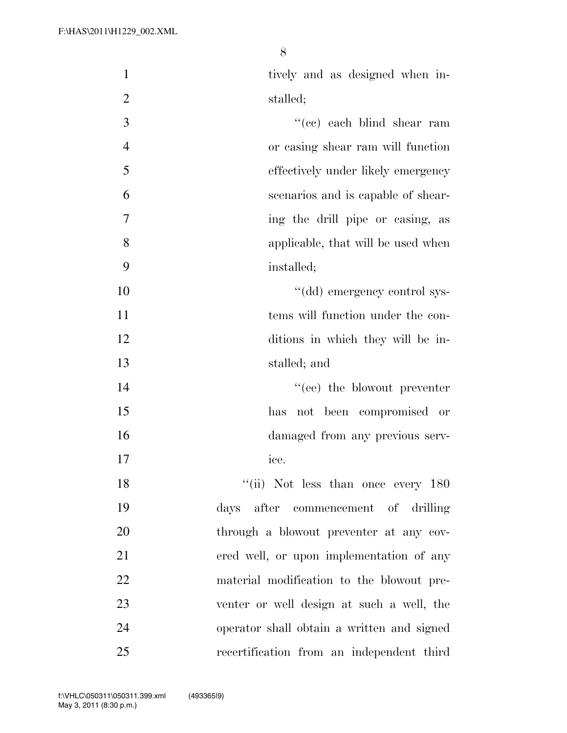tively and as designed when installed;

"(cc) each blind shear ram or casing shear ram will function effectively under likely emergency scenarios and is capable of shearing the drill pipe or casing, as applicable, that will be used when installed;

"(dd) emergency control systems will function under the conditions in which they will be installed; and

"(ee) the blowout preventer has not been compromised or damaged from any previous service.

"(ii) Not less than once every 180 days after commencement of drilling through a blowout preventer at any covered well, or upon implementation of any material modification to the blowout preventer or well design at such a well, the operator shall obtain a written and signed recertification from an independent third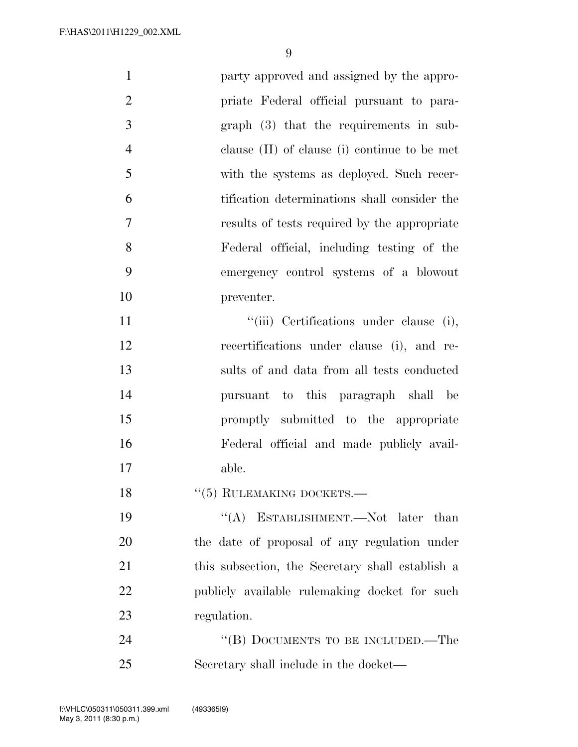party approved and assigned by the appropriate Federal official pursuant to paragraph (3) that the requirements in subclause (II) of clause (i) continue to be met with the systems as deployed. Such recertification determinations shall consider the results of tests required by the appropriate Federal official, including testing of the emergency control systems of a blowout preventer.

''(iii) Certifications under clause (i), recertifications under clause (i), and results of and data from all tests conducted pursuant to this paragraph shall be promptly submitted to the appropriate Federal official and made publicly available.

''(5) RULEMAKING DOCKETS.—

''(A) ESTABLISHMENT.—Not later than the date of proposal of any regulation under this subsection, the Secretary shall establish a publicly available rulemaking docket for such regulation.

''(B) DOCUMENTS TO BE INCLUDED.—The Secretary shall include in the docket—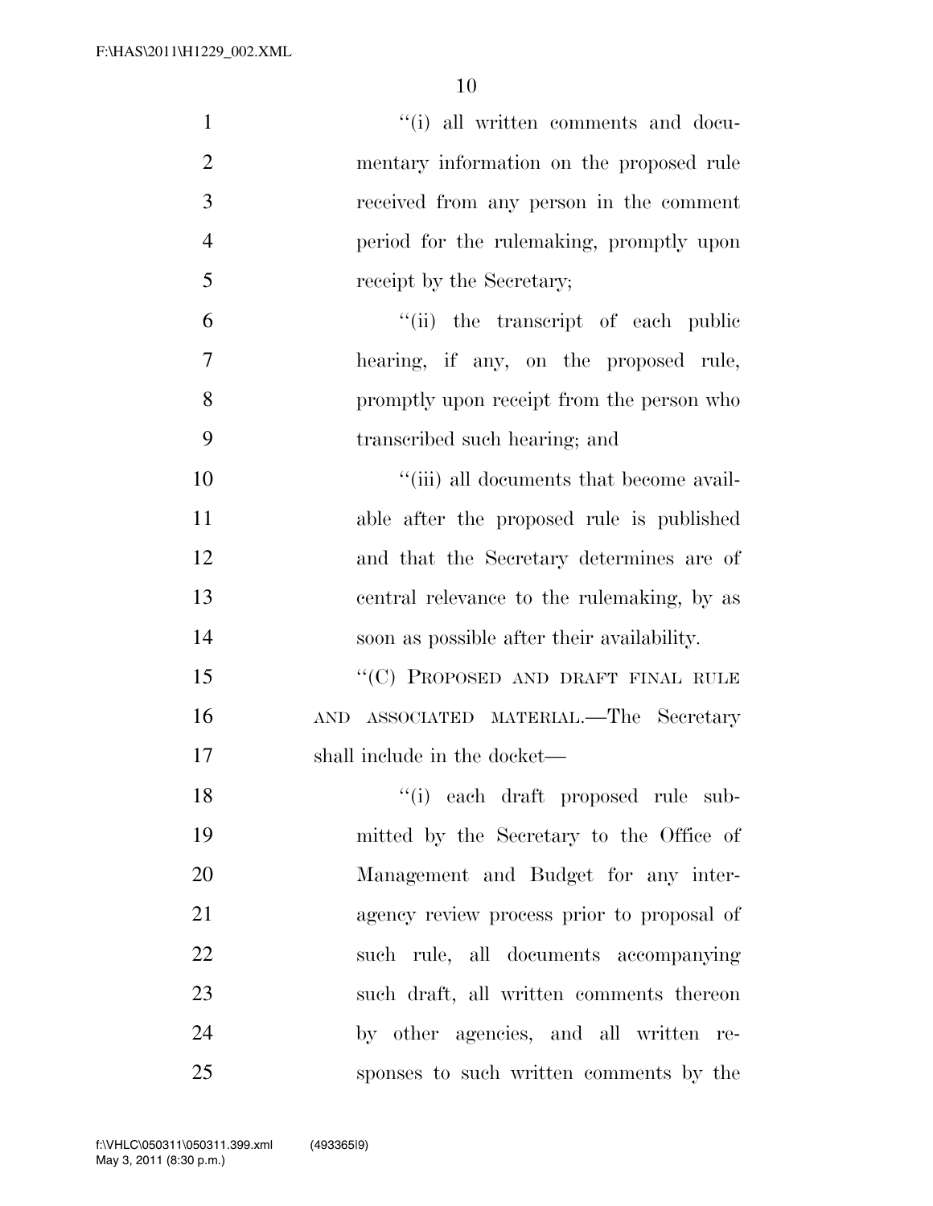''(i) all written comments and documentary information on the proposed rule received from any person in the comment period for the rulemaking, promptly upon receipt by the Secretary;

''(ii) the transcript of each public hearing, if any, on the proposed rule, promptly upon receipt from the person who transcribed such hearing; and

''(iii) all documents that become available after the proposed rule is published and that the Secretary determines are of central relevance to the rulemaking, by as soon as possible after their availability.

''(C) PROPOSED AND DRAFT FINAL RULE AND ASSOCIATED MATERIAL.—The Secretary shall include in the docket—

''(i) each draft proposed rule submitted by the Secretary to the Office of Management and Budget for any interagency review process prior to proposal of such rule, all documents accompanying such draft, all written comments thereon by other agencies, and all written responses to such written comments by the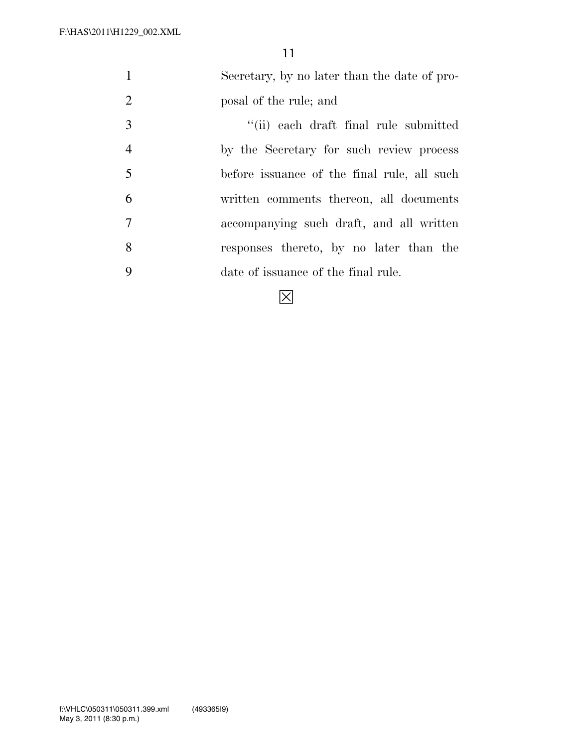Secretary, by no later than the date of proposal of the rule; and

''(ii) each draft final rule submitted by the Secretary for such review process before issuance of the final rule, all such written comments thereon, all documents accompanying such draft, and all written responses thereto, by no later than the date of issuance of the final rule.